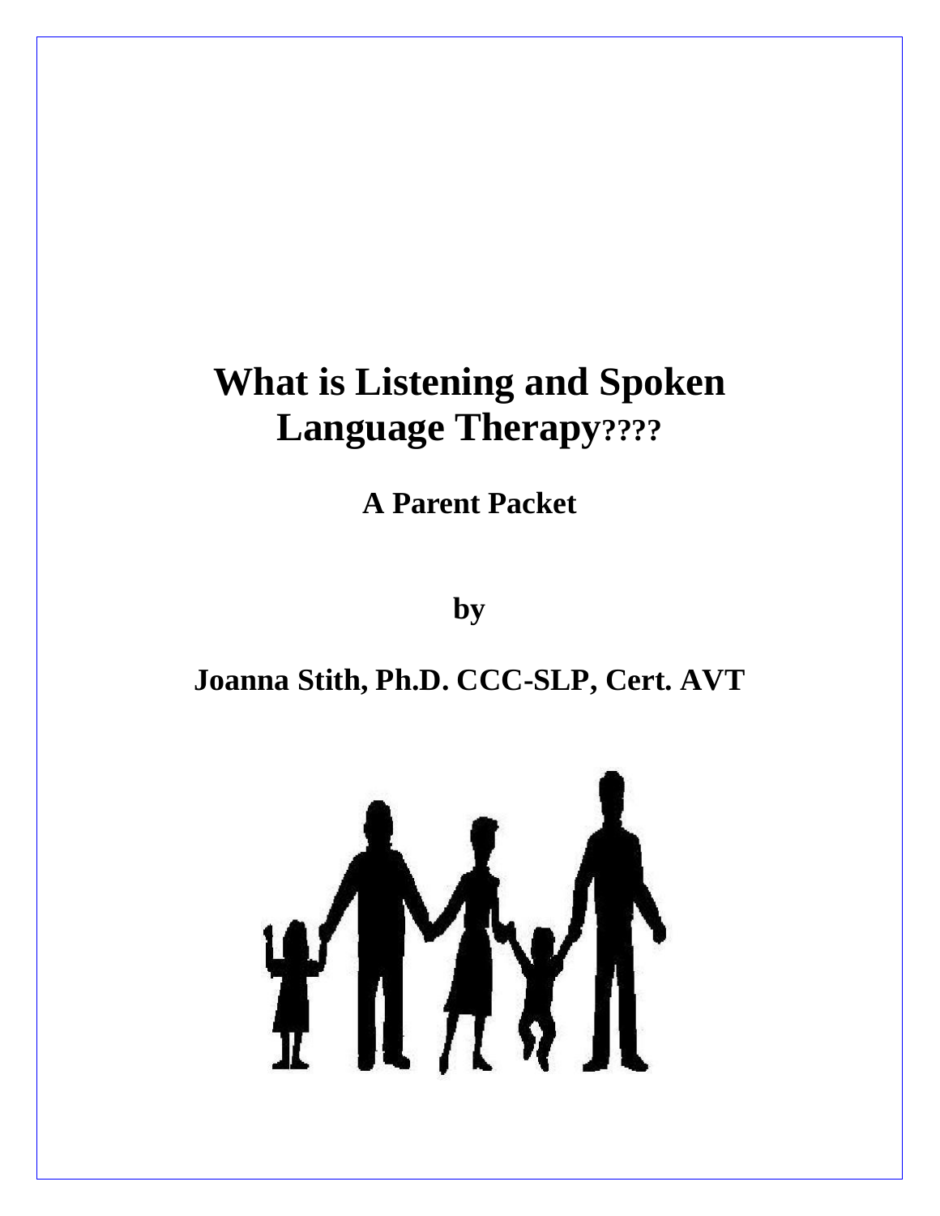# What is Listening and Spoken Language Therapy????

## A Parent Packet

**by**

**Joanna Stith, Ph.D. CCC-SLP, Cert. AVT**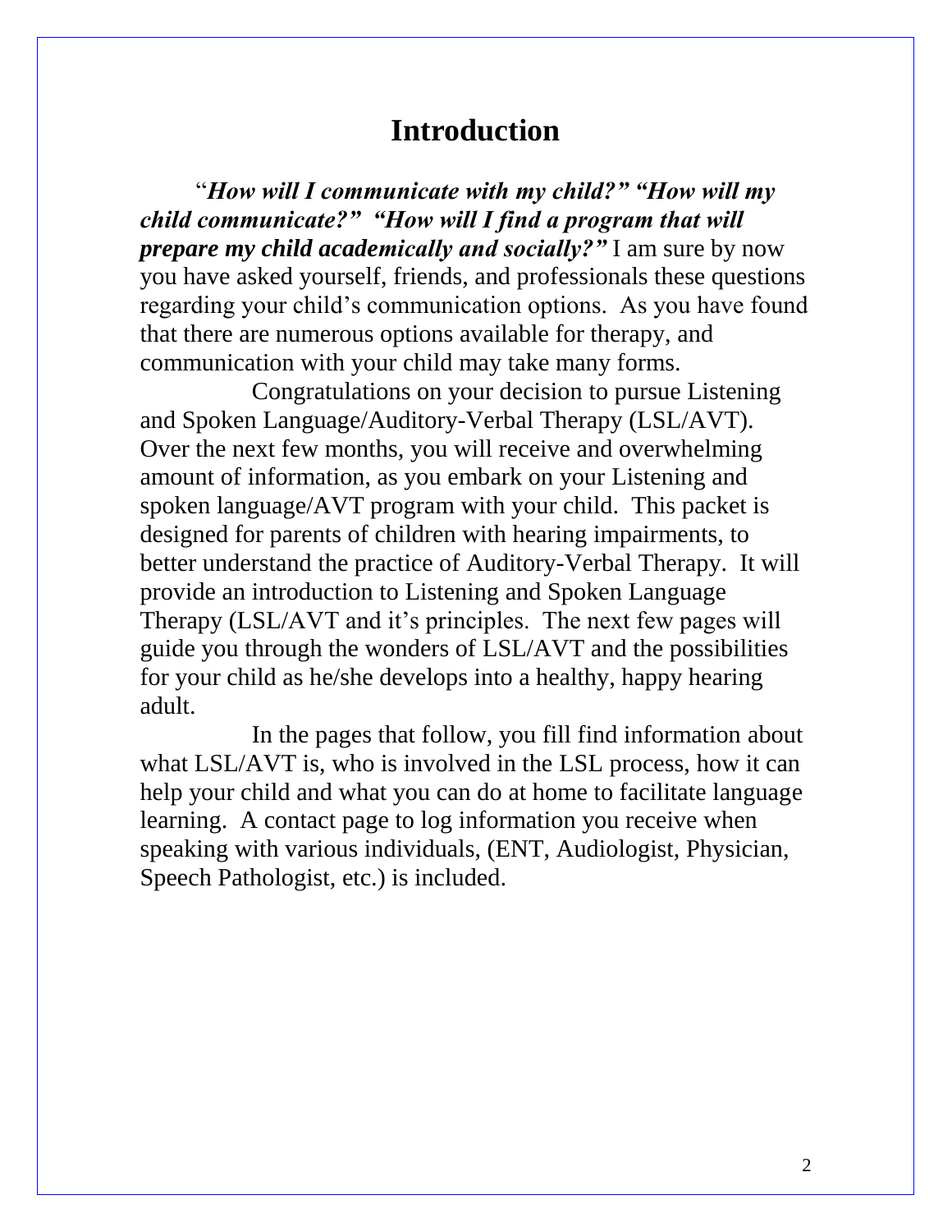# Introduction

"***How will I communicate with my child?" "How will my child communicate?" "How will I find a program that will prepare my child academically and socially?"*** I am sure by now you have asked yourself, friends, and professionals these questions regarding your child's communication options. As you have found that there are numerous options available for therapy, and communication with your child may take many forms.

Congratulations on your decision to pursue Listening and Spoken Language/Auditory-Verbal Therapy (LSL/AVT). Over the next few months, you will receive and overwhelming amount of information, as you embark on your Listening and spoken language/AVT program with your child. This packet is designed for parents of children with hearing impairments, to better understand the practice of Auditory-Verbal Therapy. It will provide an introduction to Listening and Spoken Language Therapy (LSL/AVT and it's principles. The next few pages will guide you through the wonders of LSL/AVT and the possibilities for your child as he/she develops into a healthy, happy hearing adult.

In the pages that follow, you fill find information about what LSL/AVT is, who is involved in the LSL process, how it can help your child and what you can do at home to facilitate language learning. A contact page to log information you receive when speaking with various individuals, (ENT, Audiologist, Physician, Speech Pathologist, etc.) is included.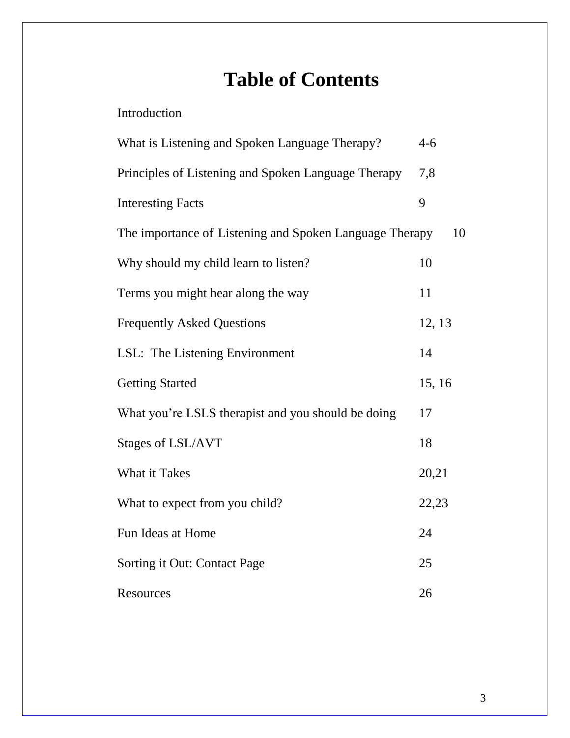# Table of Contents

| | |
|---|---|
| Introduction | |
| What is Listening and Spoken Language Therapy? | 4-6 |
| Principles of Listening and Spoken Language Therapy | 7,8 |
| Interesting Facts | 9 |
| The importance of Listening and Spoken Language Therapy | 10 |
| Why should my child learn to listen? | 10 |
| Terms you might hear along the way | 11 |
| Frequently Asked Questions | 12, 13 |
| LSL: The Listening Environment | 14 |
| Getting Started | 15, 16 |
| What you're LSLS therapist and you should be doing | 17 |
| Stages of LSL/AVT | 18 |
| What it Takes | 20,21 |
| What to expect from you child? | 22,23 |
| Fun Ideas at Home | 24 |
| Sorting it Out: Contact Page | 25 |
| Resources | 26 |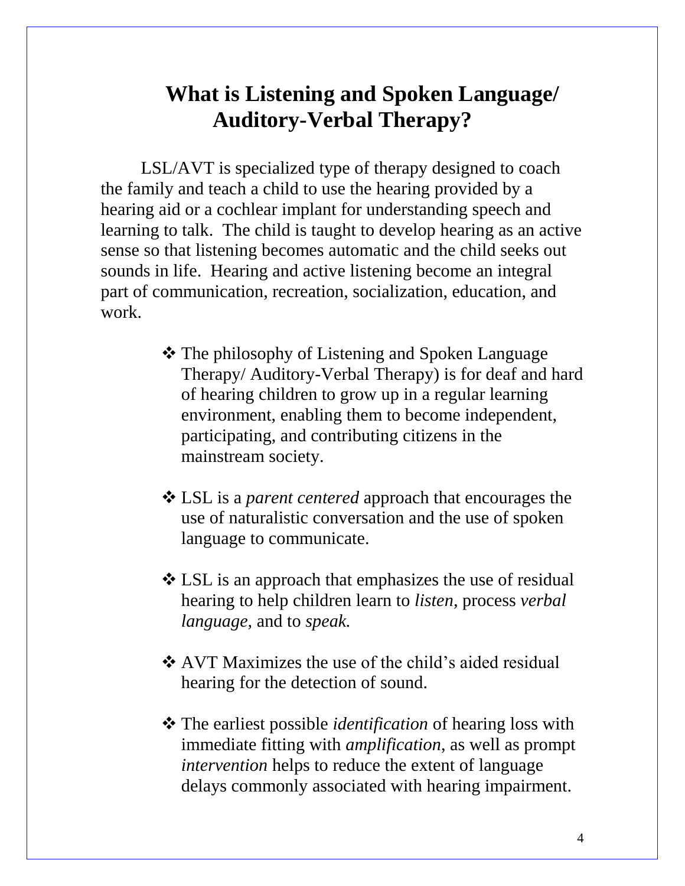# What is Listening and Spoken Language/ Auditory-Verbal Therapy?

LSL/AVT is specialized type of therapy designed to coach the family and teach a child to use the hearing provided by a hearing aid or a cochlear implant for understanding speech and learning to talk. The child is taught to develop hearing as an active sense so that listening becomes automatic and the child seeks out sounds in life. Hearing and active listening become an integral part of communication, recreation, socialization, education, and work.

- ❖ The philosophy of Listening and Spoken Language Therapy/ Auditory-Verbal Therapy) is for deaf and hard of hearing children to grow up in a regular learning environment, enabling them to become independent, participating, and contributing citizens in the mainstream society.
- ❖ LSL is a *parent centered* approach that encourages the use of naturalistic conversation and the use of spoken language to communicate.
- ❖ LSL is an approach that emphasizes the use of residual hearing to help children learn to *listen*, process *verbal language*, and to *speak.*
- ❖ AVT Maximizes the use of the child's aided residual hearing for the detection of sound.
- ❖ The earliest possible *identification* of hearing loss with immediate fitting with *amplification*, as well as prompt *intervention* helps to reduce the extent of language delays commonly associated with hearing impairment.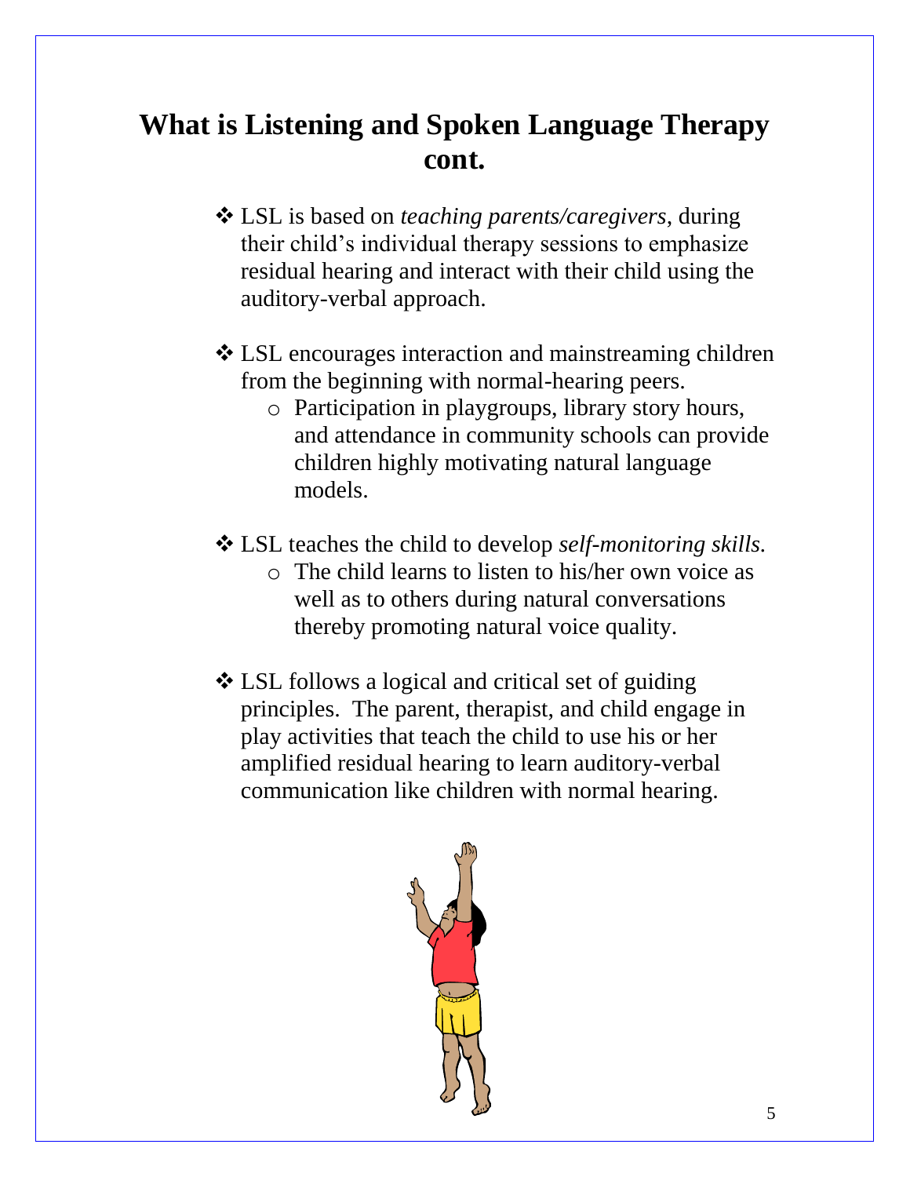# What is Listening and Spoken Language Therapy cont.

- LSL is based on *teaching parents/caregivers*, during their child's individual therapy sessions to emphasize residual hearing and interact with their child using the auditory-verbal approach.

- LSL encourages interaction and mainstreaming children from the beginning with normal-hearing peers.
  - Participation in playgroups, library story hours, and attendance in community schools can provide children highly motivating natural language models.

- LSL teaches the child to develop *self-monitoring skills.*
  - The child learns to listen to his/her own voice as well as to others during natural conversations thereby promoting natural voice quality.

- LSL follows a logical and critical set of guiding principles. The parent, therapist, and child engage in play activities that teach the child to use his or her amplified residual hearing to learn auditory-verbal communication like children with normal hearing.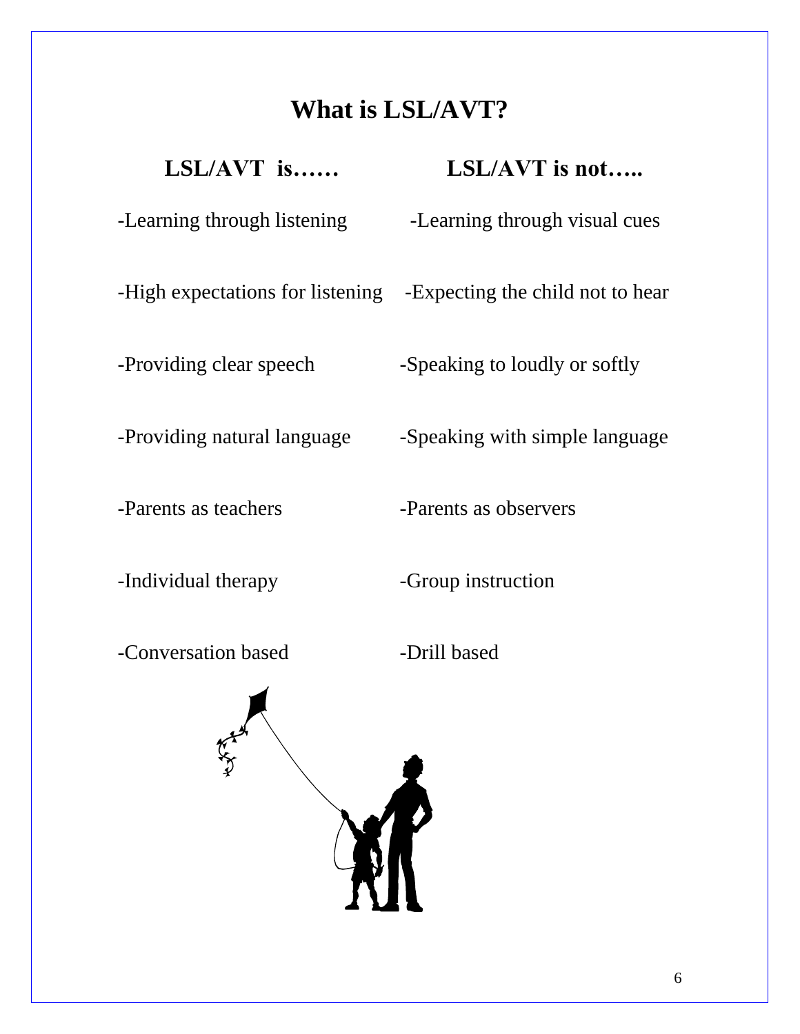# What is LSL/AVT?

| LSL/AVT is…… | LSL/AVT is not….. |
|---|---|
| -Learning through listening | -Learning through visual cues |
| -High expectations for listening | -Expecting the child not to hear |
| -Providing clear speech | -Speaking to loudly or softly |
| -Providing natural language | -Speaking with simple language |
| -Parents as teachers | -Parents as observers |
| -Individual therapy | -Group instruction |
| -Conversation based | -Drill based |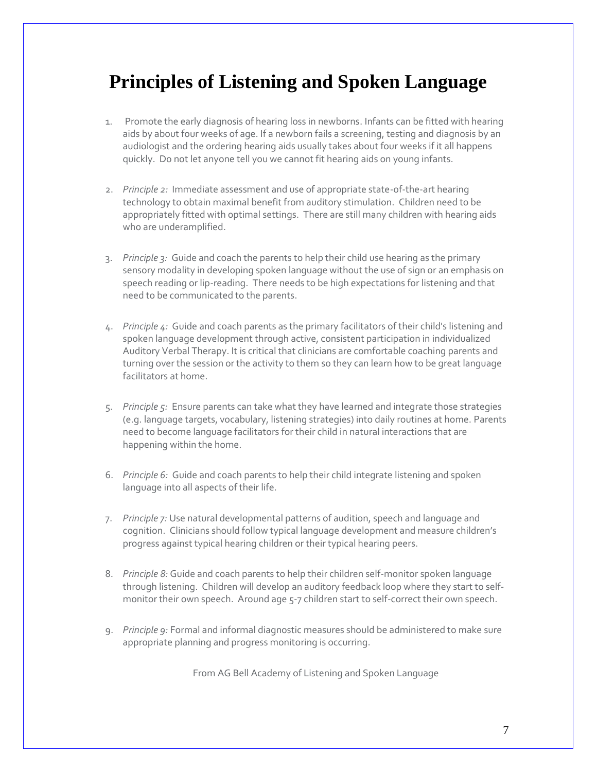# Principles of Listening and Spoken Language

1. Promote the early diagnosis of hearing loss in newborns. Infants can be fitted with hearing aids by about four weeks of age. If a newborn fails a screening, testing and diagnosis by an audiologist and the ordering hearing aids usually takes about four weeks if it all happens quickly. Do not let anyone tell you we cannot fit hearing aids on young infants.

2. *Principle 2:* Immediate assessment and use of appropriate state-of-the-art hearing technology to obtain maximal benefit from auditory stimulation. Children need to be appropriately fitted with optimal settings. There are still many children with hearing aids who are underamplified.

3. *Principle 3:* Guide and coach the parents to help their child use hearing as the primary sensory modality in developing spoken language without the use of sign or an emphasis on speech reading or lip-reading. There needs to be high expectations for listening and that need to be communicated to the parents.

4. *Principle 4:* Guide and coach parents as the primary facilitators of their child's listening and spoken language development through active, consistent participation in individualized Auditory Verbal Therapy. It is critical that clinicians are comfortable coaching parents and turning over the session or the activity to them so they can learn how to be great language facilitators at home.

5. *Principle 5:* Ensure parents can take what they have learned and integrate those strategies (e.g. language targets, vocabulary, listening strategies) into daily routines at home. Parents need to become language facilitators for their child in natural interactions that are happening within the home.

6. *Principle 6:* Guide and coach parents to help their child integrate listening and spoken language into all aspects of their life.

7. *Principle 7:* Use natural developmental patterns of audition, speech and language and cognition. Clinicians should follow typical language development and measure children's progress against typical hearing children or their typical hearing peers.

8. *Principle 8:* Guide and coach parents to help their children self-monitor spoken language through listening. Children will develop an auditory feedback loop where they start to self-monitor their own speech. Around age 5-7 children start to self-correct their own speech.

9. *Principle 9:* Formal and informal diagnostic measures should be administered to make sure appropriate planning and progress monitoring is occurring.

From AG Bell Academy of Listening and Spoken Language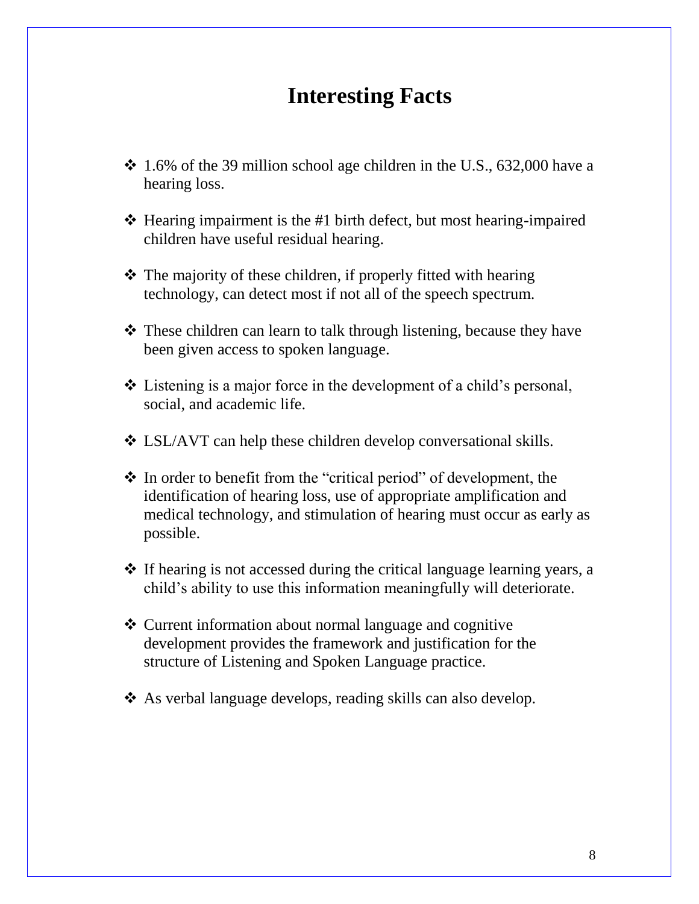# Interesting Facts

- 1.6% of the 39 million school age children in the U.S., 632,000 have a hearing loss.
- Hearing impairment is the #1 birth defect, but most hearing-impaired children have useful residual hearing.
- The majority of these children, if properly fitted with hearing technology, can detect most if not all of the speech spectrum.
- These children can learn to talk through listening, because they have been given access to spoken language.
- Listening is a major force in the development of a child's personal, social, and academic life.
- LSL/AVT can help these children develop conversational skills.
- In order to benefit from the "critical period" of development, the identification of hearing loss, use of appropriate amplification and medical technology, and stimulation of hearing must occur as early as possible.
- If hearing is not accessed during the critical language learning years, a child's ability to use this information meaningfully will deteriorate.
- Current information about normal language and cognitive development provides the framework and justification for the structure of Listening and Spoken Language practice.
- As verbal language develops, reading skills can also develop.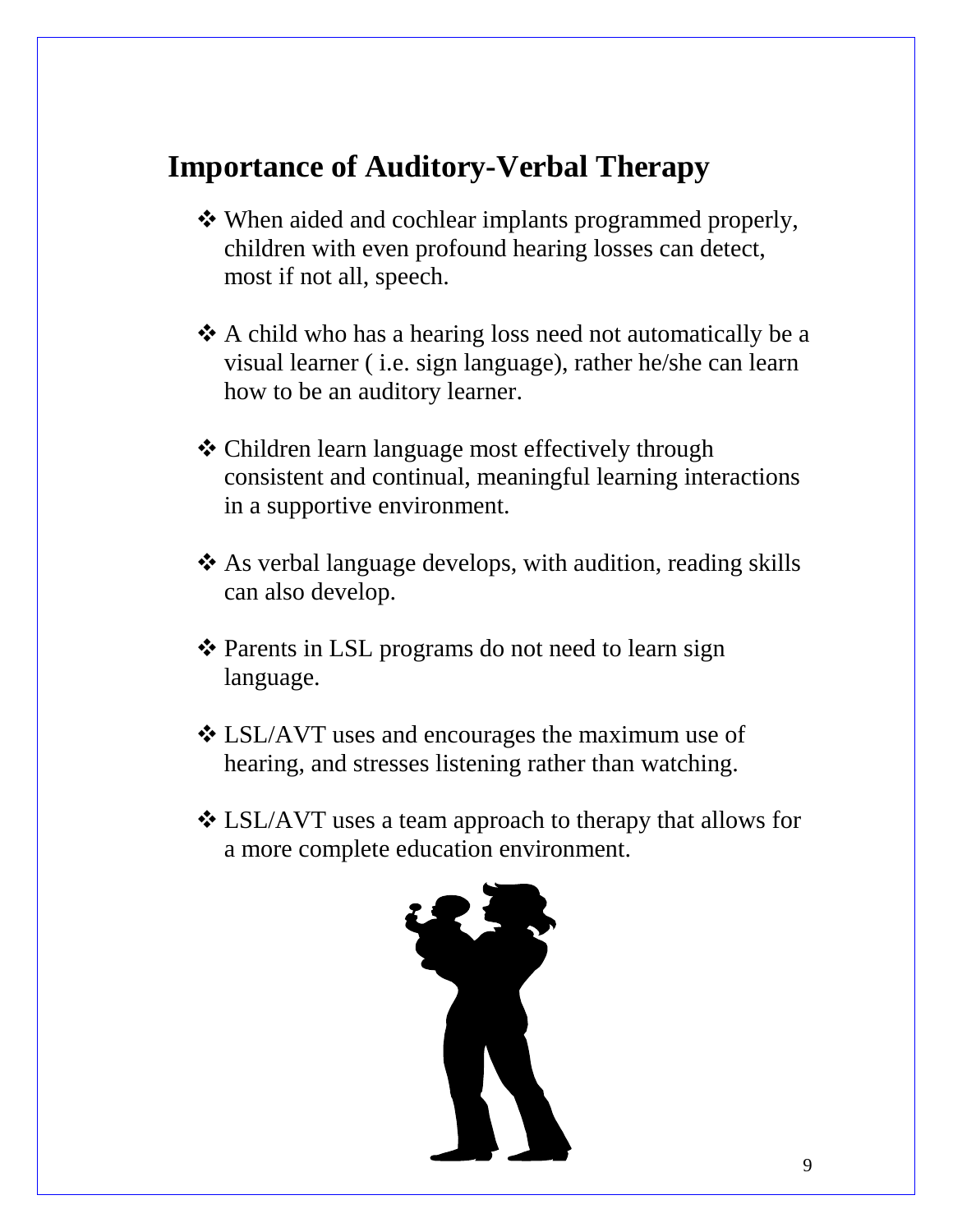## Importance of Auditory-Verbal Therapy

- When aided and cochlear implants programmed properly, children with even profound hearing losses can detect, most if not all, speech.
- A child who has a hearing loss need not automatically be a visual learner ( i.e. sign language), rather he/she can learn how to be an auditory learner.
- Children learn language most effectively through consistent and continual, meaningful learning interactions in a supportive environment.
- As verbal language develops, with audition, reading skills can also develop.
- Parents in LSL programs do not need to learn sign language.
- LSL/AVT uses and encourages the maximum use of hearing, and stresses listening rather than watching.
- LSL/AVT uses a team approach to therapy that allows for a more complete education environment.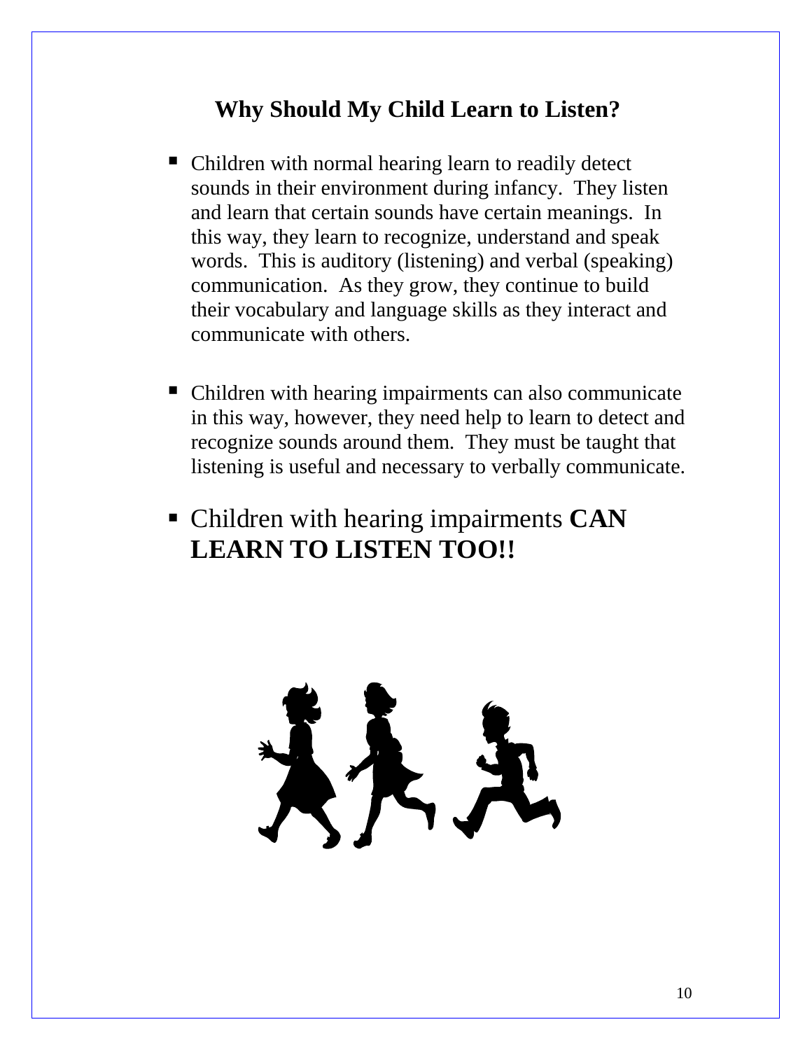## Why Should My Child Learn to Listen?

- Children with normal hearing learn to readily detect sounds in their environment during infancy. They listen and learn that certain sounds have certain meanings. In this way, they learn to recognize, understand and speak words. This is auditory (listening) and verbal (speaking) communication. As they grow, they continue to build their vocabulary and language skills as they interact and communicate with others.

- Children with hearing impairments can also communicate in this way, however, they need help to learn to detect and recognize sounds around them. They must be taught that listening is useful and necessary to verbally communicate.

- Children with hearing impairments **CAN LEARN TO LISTEN TOO!!**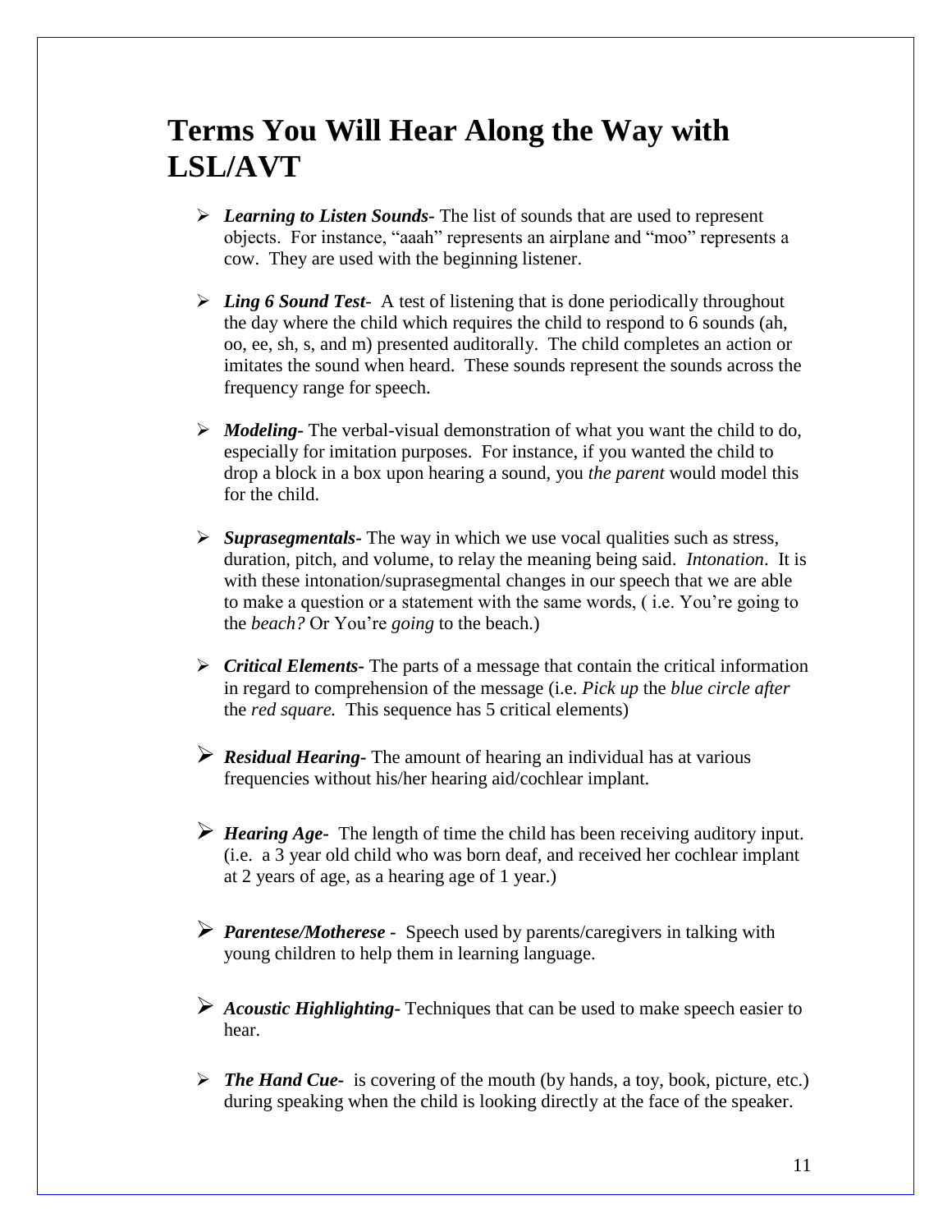# Terms You Will Hear Along the Way with LSL/AVT

- ***Learning to Listen Sounds-*** The list of sounds that are used to represent objects. For instance, "aaah" represents an airplane and "moo" represents a cow. They are used with the beginning listener.

- ***Ling 6 Sound Test-*** A test of listening that is done periodically throughout the day where the child which requires the child to respond to 6 sounds (ah, oo, ee, sh, s, and m) presented auditorally. The child completes an action or imitates the sound when heard. These sounds represent the sounds across the frequency range for speech.

- ***Modeling-*** The verbal-visual demonstration of what you want the child to do, especially for imitation purposes. For instance, if you wanted the child to drop a block in a box upon hearing a sound, you *the parent* would model this for the child.

- ***Suprasegmentals-*** The way in which we use vocal qualities such as stress, duration, pitch, and volume, to relay the meaning being said. *Intonation*. It is with these intonation/suprasegmental changes in our speech that we are able to make a question or a statement with the same words, ( i.e. You're going to the *beach?* Or You're *going* to the beach.)

- ***Critical Elements-*** The parts of a message that contain the critical information in regard to comprehension of the message (i.e. *Pick up* the *blue circle after* the *red square.* This sequence has 5 critical elements)

- ***Residual Hearing-*** The amount of hearing an individual has at various frequencies without his/her hearing aid/cochlear implant.

- ***Hearing Age-*** The length of time the child has been receiving auditory input. (i.e. a 3 year old child who was born deaf, and received her cochlear implant at 2 years of age, as a hearing age of 1 year.)

- ***Parentese/Motherese -*** Speech used by parents/caregivers in talking with young children to help them in learning language.

- ***Acoustic Highlighting-*** Techniques that can be used to make speech easier to hear.

- ***The Hand Cue-*** is covering of the mouth (by hands, a toy, book, picture, etc.) during speaking when the child is looking directly at the face of the speaker.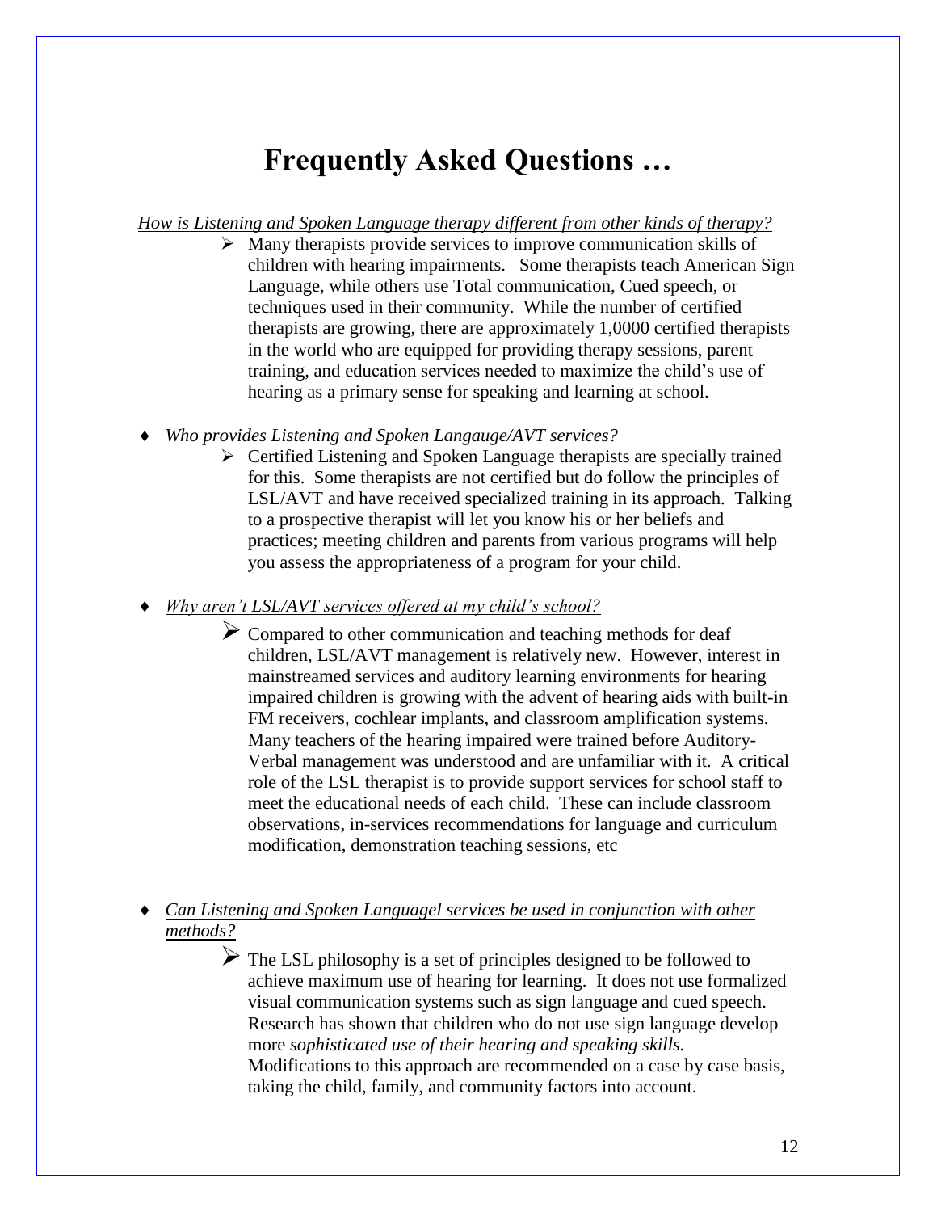# Frequently Asked Questions …

*How is Listening and Spoken Language therapy different from other kinds of therapy?*

- Many therapists provide services to improve communication skills of children with hearing impairments. Some therapists teach American Sign Language, while others use Total communication, Cued speech, or techniques used in their community. While the number of certified therapists are growing, there are approximately 1,0000 certified therapists in the world who are equipped for providing therapy sessions, parent training, and education services needed to maximize the child's use of hearing as a primary sense for speaking and learning at school.

- *Who provides Listening and Spoken Langauge/AVT services?*
  - Certified Listening and Spoken Language therapists are specially trained for this. Some therapists are not certified but do follow the principles of LSL/AVT and have received specialized training in its approach. Talking to a prospective therapist will let you know his or her beliefs and practices; meeting children and parents from various programs will help you assess the appropriateness of a program for your child.

- *Why aren't LSL/AVT services offered at my child's school?*
  - Compared to other communication and teaching methods for deaf children, LSL/AVT management is relatively new. However, interest in mainstreamed services and auditory learning environments for hearing impaired children is growing with the advent of hearing aids with built-in FM receivers, cochlear implants, and classroom amplification systems. Many teachers of the hearing impaired were trained before Auditory-Verbal management was understood and are unfamiliar with it. A critical role of the LSL therapist is to provide support services for school staff to meet the educational needs of each child. These can include classroom observations, in-services recommendations for language and curriculum modification, demonstration teaching sessions, etc

- *Can Listening and Spoken Languagel services be used in conjunction with other methods?*
  - The LSL philosophy is a set of principles designed to be followed to achieve maximum use of hearing for learning. It does not use formalized visual communication systems such as sign language and cued speech. Research has shown that children who do not use sign language develop more *sophisticated use of their hearing and speaking skills.* Modifications to this approach are recommended on a case by case basis, taking the child, family, and community factors into account.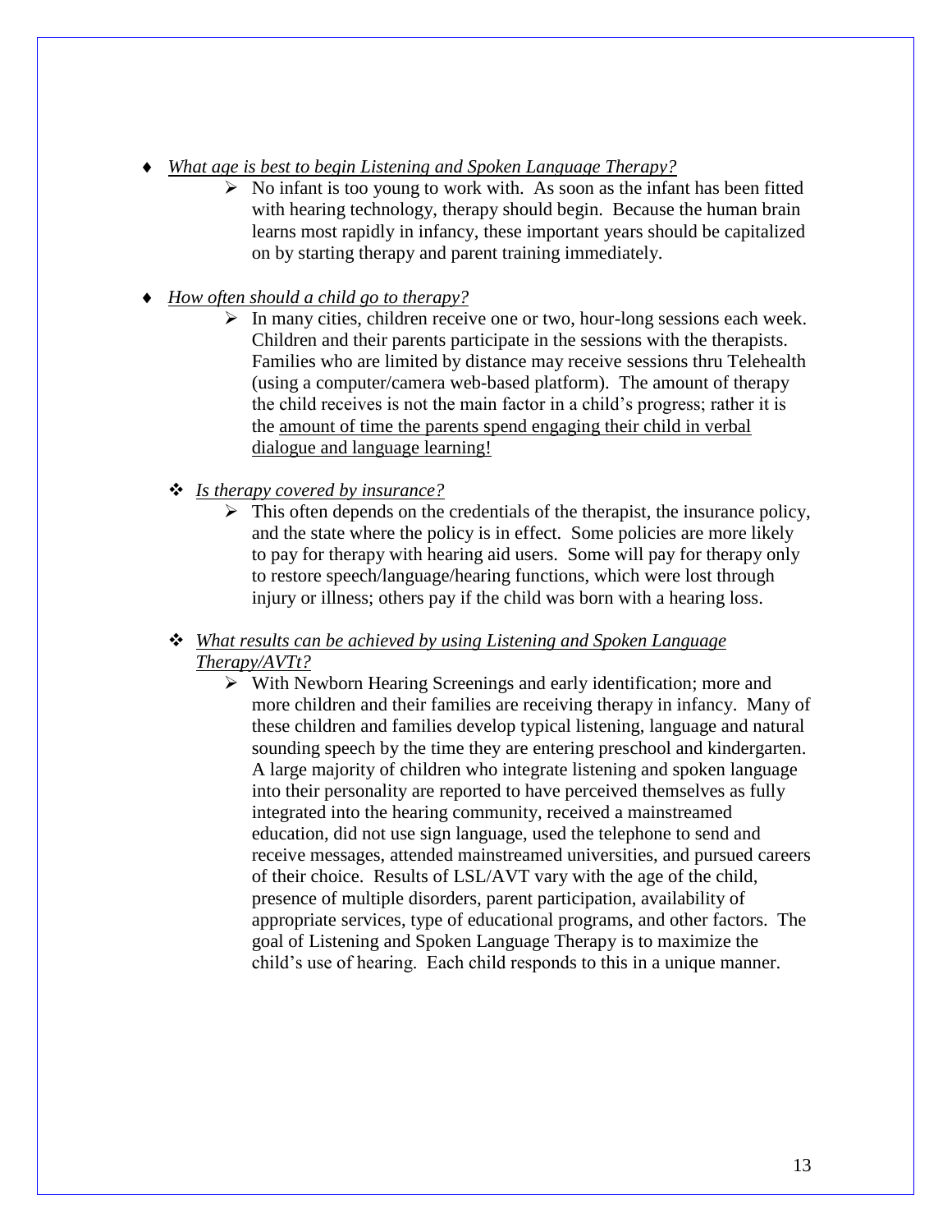- ***What age is best to begin Listening and Spoken Language Therapy?***
  - No infant is too young to work with. As soon as the infant has been fitted with hearing technology, therapy should begin. Because the human brain learns most rapidly in infancy, these important years should be capitalized on by starting therapy and parent training immediately.

- ***How often should a child go to therapy?***
  - In many cities, children receive one or two, hour-long sessions each week. Children and their parents participate in the sessions with the therapists. Families who are limited by distance may receive sessions thru Telehealth (using a computer/camera web-based platform). The amount of therapy the child receives is not the main factor in a child's progress; rather it is the amount of time the parents spend engaging their child in verbal dialogue and language learning!

- ***Is therapy covered by insurance?***
  - This often depends on the credentials of the therapist, the insurance policy, and the state where the policy is in effect. Some policies are more likely to pay for therapy with hearing aid users. Some will pay for therapy only to restore speech/language/hearing functions, which were lost through injury or illness; others pay if the child was born with a hearing loss.

- ***What results can be achieved by using Listening and Spoken Language Therapy/AVTt?***
  - With Newborn Hearing Screenings and early identification; more and more children and their families are receiving therapy in infancy. Many of these children and families develop typical listening, language and natural sounding speech by the time they are entering preschool and kindergarten. A large majority of children who integrate listening and spoken language into their personality are reported to have perceived themselves as fully integrated into the hearing community, received a mainstreamed education, did not use sign language, used the telephone to send and receive messages, attended mainstreamed universities, and pursued careers of their choice. Results of LSL/AVT vary with the age of the child, presence of multiple disorders, parent participation, availability of appropriate services, type of educational programs, and other factors. The goal of Listening and Spoken Language Therapy is to maximize the child's use of hearing. Each child responds to this in a unique manner.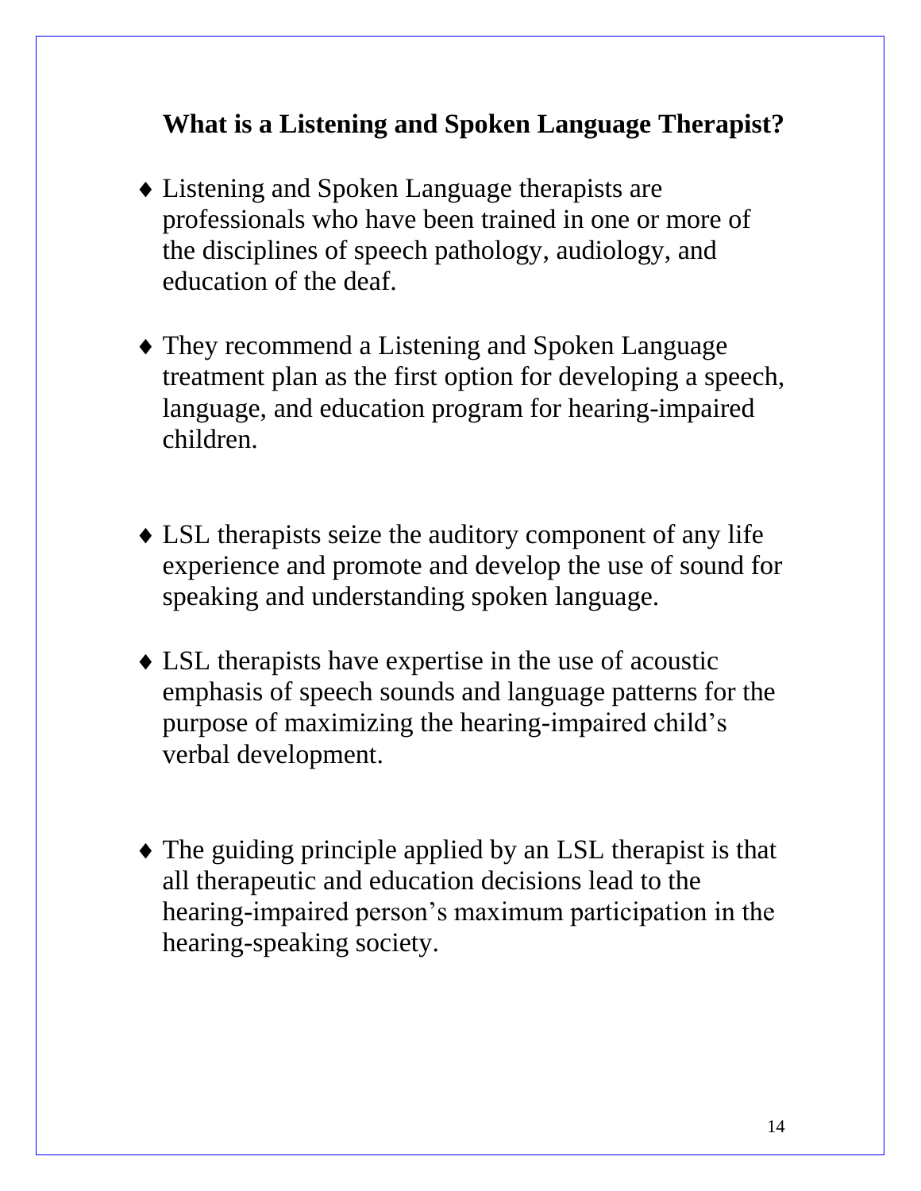## What is a Listening and Spoken Language Therapist?

- Listening and Spoken Language therapists are professionals who have been trained in one or more of the disciplines of speech pathology, audiology, and education of the deaf.
- They recommend a Listening and Spoken Language treatment plan as the first option for developing a speech, language, and education program for hearing-impaired children.
- LSL therapists seize the auditory component of any life experience and promote and develop the use of sound for speaking and understanding spoken language.
- LSL therapists have expertise in the use of acoustic emphasis of speech sounds and language patterns for the purpose of maximizing the hearing-impaired child's verbal development.
- The guiding principle applied by an LSL therapist is that all therapeutic and education decisions lead to the hearing-impaired person's maximum participation in the hearing-speaking society.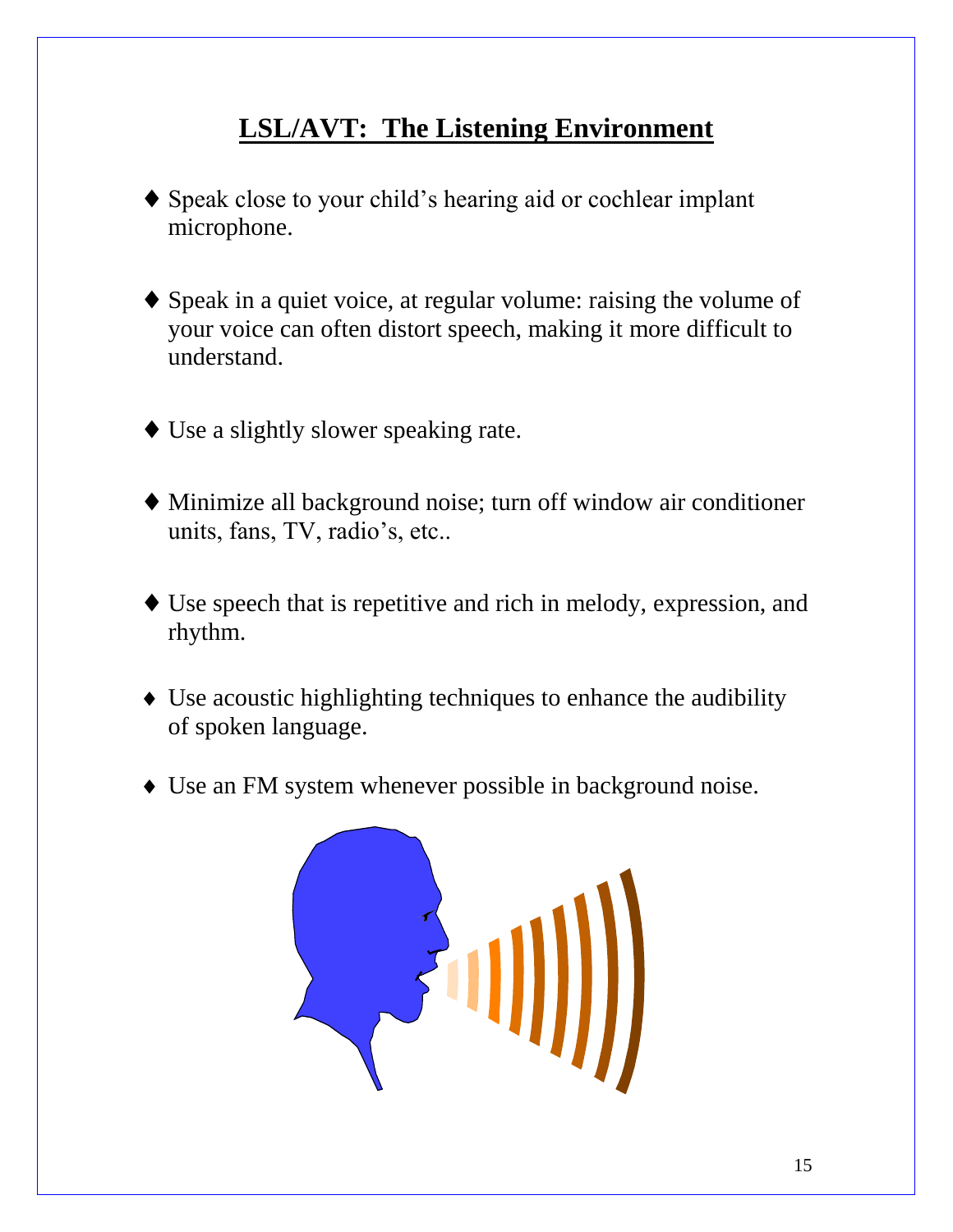## LSL/AVT: The Listening Environment

- Speak close to your child's hearing aid or cochlear implant microphone.

- Speak in a quiet voice, at regular volume: raising the volume of your voice can often distort speech, making it more difficult to understand.

- Use a slightly slower speaking rate.

- Minimize all background noise; turn off window air conditioner units, fans, TV, radio's, etc..

- Use speech that is repetitive and rich in melody, expression, and rhythm.

- Use acoustic highlighting techniques to enhance the audibility of spoken language.

- Use an FM system whenever possible in background noise.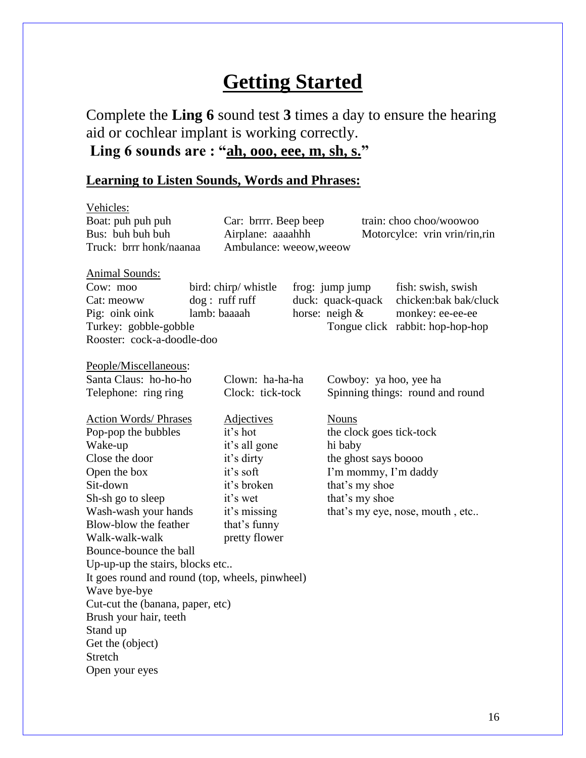# Getting Started

Complete the **Ling 6** sound test **3** times a day to ensure the hearing aid or cochlear implant is working correctly.

**Ling 6 sounds are : "ah, ooo, eee, m, sh, s."**

## Learning to Listen Sounds, Words and Phrases:

Vehicles:

| | | |
|---|---|---|
| Boat: puh puh puh | Car: brrrr. Beep beep | train: choo choo/woowoo |
| Bus: buh buh buh | Airplane: aaaahhh | Motorcylce: vrin vrin/rin,rin |
| Truck: brrr honk/naanaa | Ambulance: weeow,weeow | |

Animal Sounds:

| | | | |
|---|---|---|---|
| Cow: moo | bird: chirp/ whistle | frog: jump jump | fish: swish, swish |
| Cat: meoww | dog : ruff ruff | duck: quack-quack | chicken:bak bak/cluck |
| Pig: oink oink | lamb: baaaah | horse: neigh & Tongue click | monkey: ee-ee-ee |
| Turkey: gobble-gobble | | | rabbit: hop-hop-hop |
| Rooster: cock-a-doodle-doo | | | |

People/Miscellaneous:

| | | |
|---|---|---|
| Santa Claus: ho-ho-ho | Clown: ha-ha-ha | Cowboy: ya hoo, yee ha |
| Telephone: ring ring | Clock: tick-tock | Spinning things: round and round |

| Action Words/ Phrases | Adjectives | Nouns |
|---|---|---|
| Pop-pop the bubbles | it's hot | the clock goes tick-tock |
| Wake-up | it's all gone | hi baby |
| Close the door | it's dirty | the ghost says boooo |
| Open the box | it's soft | I'm mommy, I'm daddy |
| Sit-down | it's broken | that's my shoe |
| Sh-sh go to sleep | it's wet | that's my shoe |
| Wash-wash your hands | it's missing | that's my eye, nose, mouth , etc.. |
| Blow-blow the feather | that's funny | |
| Walk-walk-walk | pretty flower | |
| Bounce-bounce the ball | | |
| Up-up-up the stairs, blocks etc.. | | |
| It goes round and round (top, wheels, pinwheel) | | |
| Wave bye-bye | | |
| Cut-cut the (banana, paper, etc) | | |
| Brush your hair, teeth | | |
| Stand up | | |
| Get the (object) | | |
| Stretch | | |
| Open your eyes | | |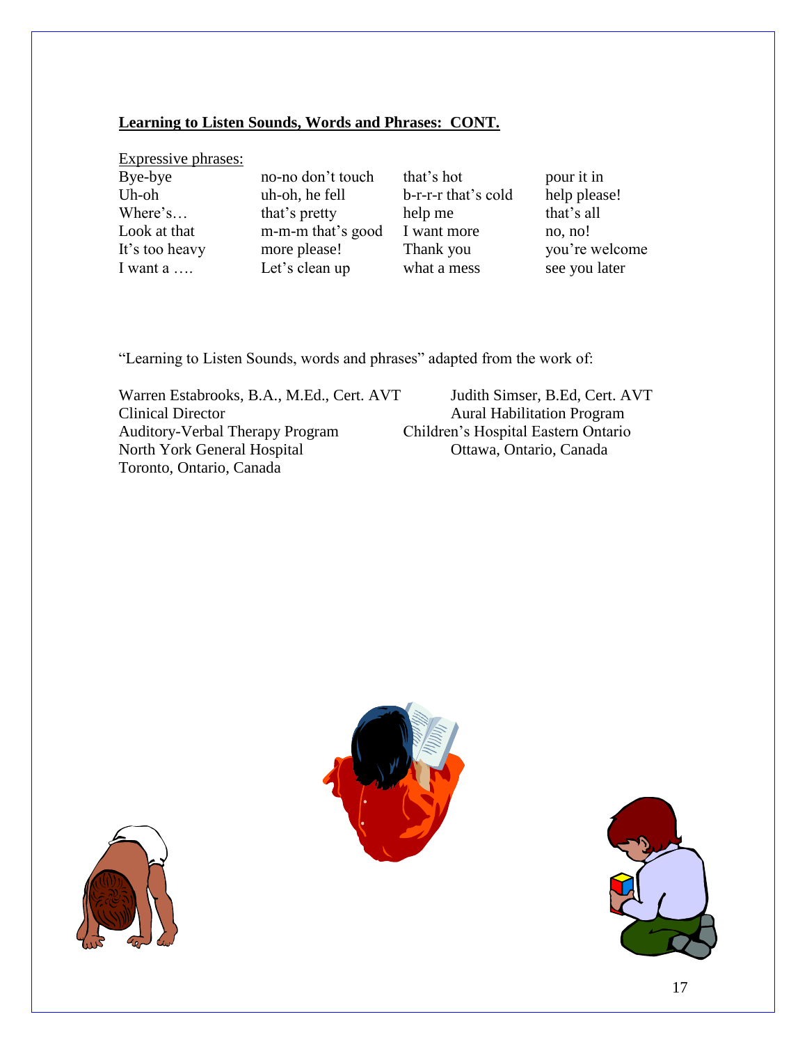**Learning to Listen Sounds, Words and Phrases: CONT.**

Expressive phrases:

| | | | |
|---|---|---|---|
| Bye-bye | no-no don't touch | that's hot | pour it in |
| Uh-oh | uh-oh, he fell | b-r-r-r that's cold | help please! |
| Where's… | that's pretty | help me | that's all |
| Look at that | m-m-m that's good | I want more | no, no! |
| It's too heavy | more please! | Thank you | you're welcome |
| I want a …. | Let's clean up | what a mess | see you later |

"Learning to Listen Sounds, words and phrases" adapted from the work of:

Warren Estabrooks, B.A., M.Ed., Cert. AVT
Clinical Director
Auditory-Verbal Therapy Program
North York General Hospital
Toronto, Ontario, Canada

Judith Simser, B.Ed, Cert. AVT
Aural Habilitation Program
Children's Hospital Eastern Ontario
Ottawa, Ontario, Canada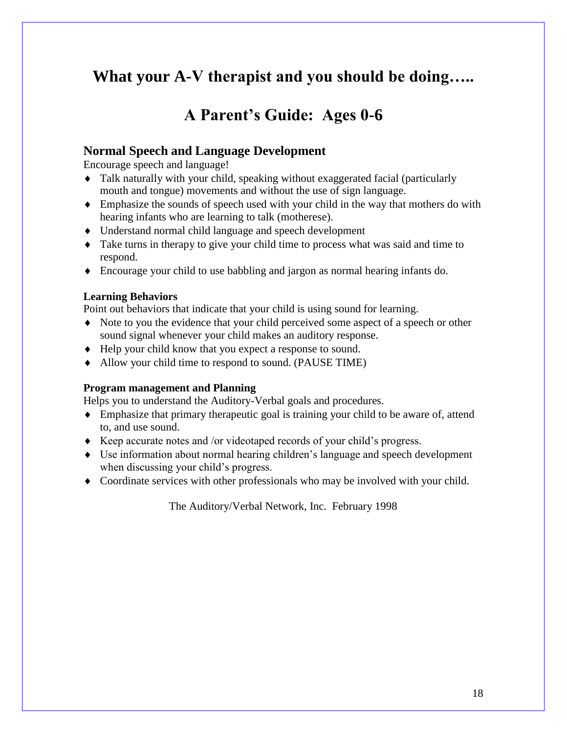# What your A-V therapist and you should be doing…..

# A Parent's Guide: Ages 0-6

## Normal Speech and Language Development

Encourage speech and language!

- Talk naturally with your child, speaking without exaggerated facial (particularly mouth and tongue) movements and without the use of sign language.
- Emphasize the sounds of speech used with your child in the way that mothers do with hearing infants who are learning to talk (motherese).
- Understand normal child language and speech development
- Take turns in therapy to give your child time to process what was said and time to respond.
- Encourage your child to use babbling and jargon as normal hearing infants do.

### Learning Behaviors

Point out behaviors that indicate that your child is using sound for learning.

- Note to you the evidence that your child perceived some aspect of a speech or other sound signal whenever your child makes an auditory response.
- Help your child know that you expect a response to sound.
- Allow your child time to respond to sound. (PAUSE TIME)

### Program management and Planning

Helps you to understand the Auditory-Verbal goals and procedures.

- Emphasize that primary therapeutic goal is training your child to be aware of, attend to, and use sound.
- Keep accurate notes and /or videotaped records of your child's progress.
- Use information about normal hearing children's language and speech development when discussing your child's progress.
- Coordinate services with other professionals who may be involved with your child.

The Auditory/Verbal Network, Inc. February 1998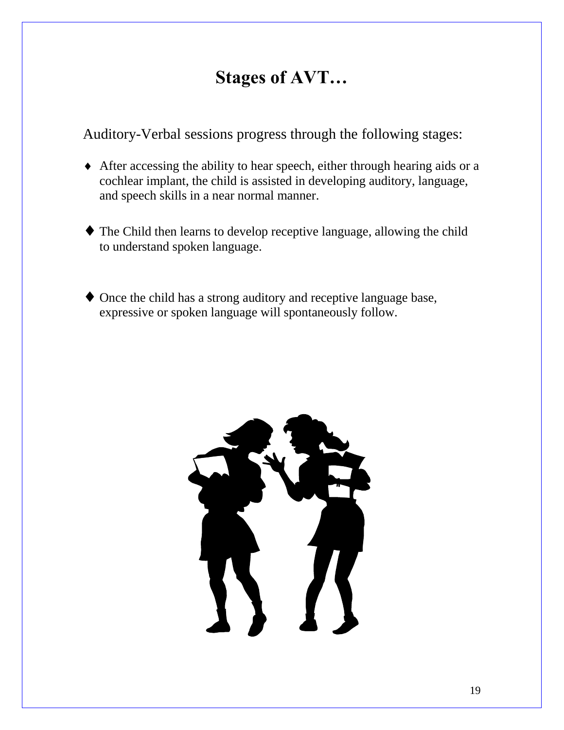# Stages of AVT…

Auditory-Verbal sessions progress through the following stages:

- After accessing the ability to hear speech, either through hearing aids or a cochlear implant, the child is assisted in developing auditory, language, and speech skills in a near normal manner.

- The Child then learns to develop receptive language, allowing the child to understand spoken language.

- Once the child has a strong auditory and receptive language base, expressive or spoken language will spontaneously follow.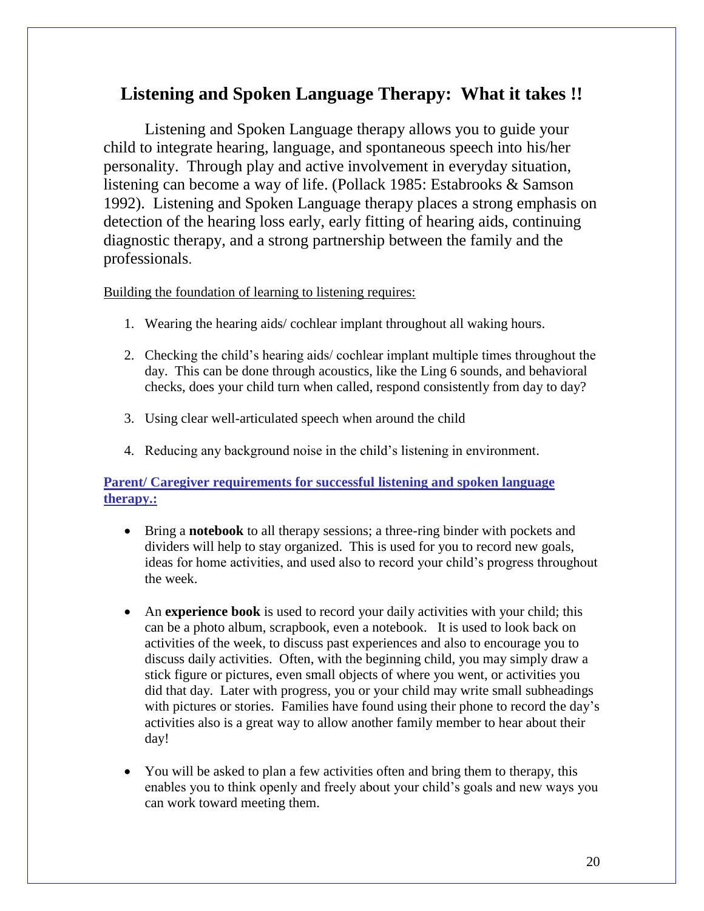## Listening and Spoken Language Therapy: What it takes !!

Listening and Spoken Language therapy allows you to guide your child to integrate hearing, language, and spontaneous speech into his/her personality. Through play and active involvement in everyday situation, listening can become a way of life. (Pollack 1985: Estabrooks & Samson 1992). Listening and Spoken Language therapy places a strong emphasis on detection of the hearing loss early, early fitting of hearing aids, continuing diagnostic therapy, and a strong partnership between the family and the professionals.

<u>Building the foundation of learning to listening requires:</u>

1. Wearing the hearing aids/ cochlear implant throughout all waking hours.
2. Checking the child's hearing aids/ cochlear implant multiple times throughout the day. This can be done through acoustics, like the Ling 6 sounds, and behavioral checks, does your child turn when called, respond consistently from day to day?
3. Using clear well-articulated speech when around the child
4. Reducing any background noise in the child's listening in environment.

**<u>Parent/ Caregiver requirements for successful listening and spoken language therapy.:</u>**

- Bring a **notebook** to all therapy sessions; a three-ring binder with pockets and dividers will help to stay organized. This is used for you to record new goals, ideas for home activities, and used also to record your child's progress throughout the week.
- An **experience book** is used to record your daily activities with your child; this can be a photo album, scrapbook, even a notebook. It is used to look back on activities of the week, to discuss past experiences and also to encourage you to discuss daily activities. Often, with the beginning child, you may simply draw a stick figure or pictures, even small objects of where you went, or activities you did that day. Later with progress, you or your child may write small subheadings with pictures or stories. Families have found using their phone to record the day's activities also is a great way to allow another family member to hear about their day!
- You will be asked to plan a few activities often and bring them to therapy, this enables you to think openly and freely about your child's goals and new ways you can work toward meeting them.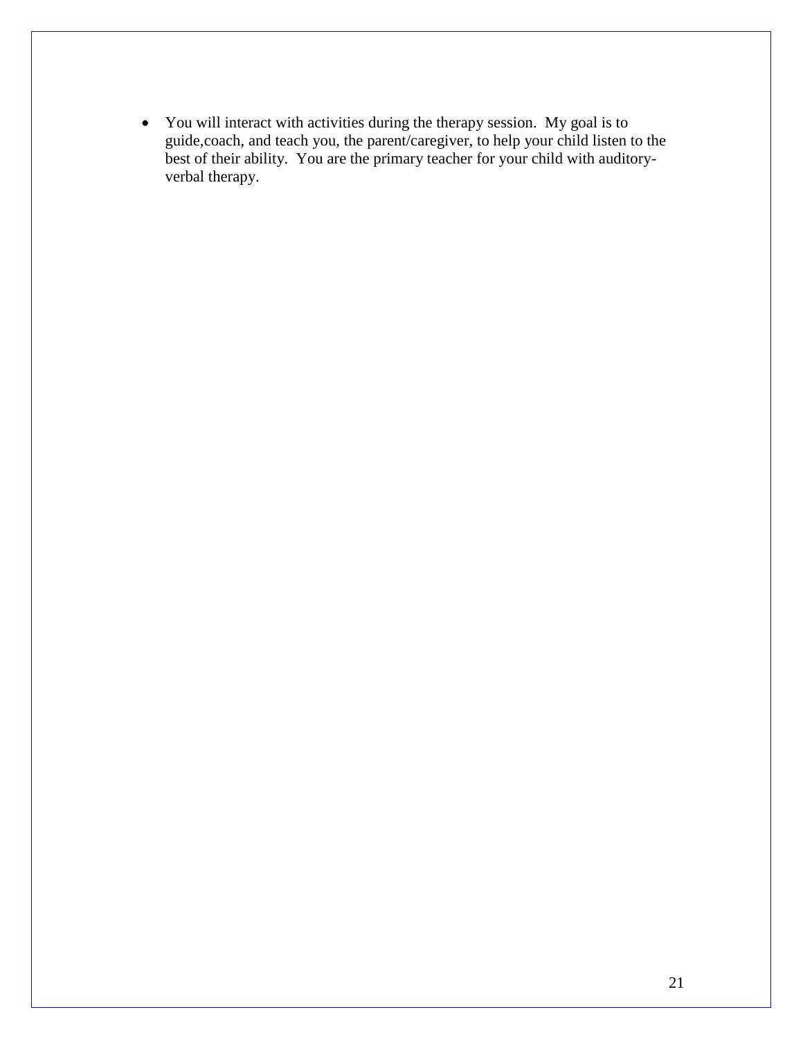- You will interact with activities during the therapy session. My goal is to guide,coach, and teach you, the parent/caregiver, to help your child listen to the best of their ability. You are the primary teacher for your child with auditory-verbal therapy.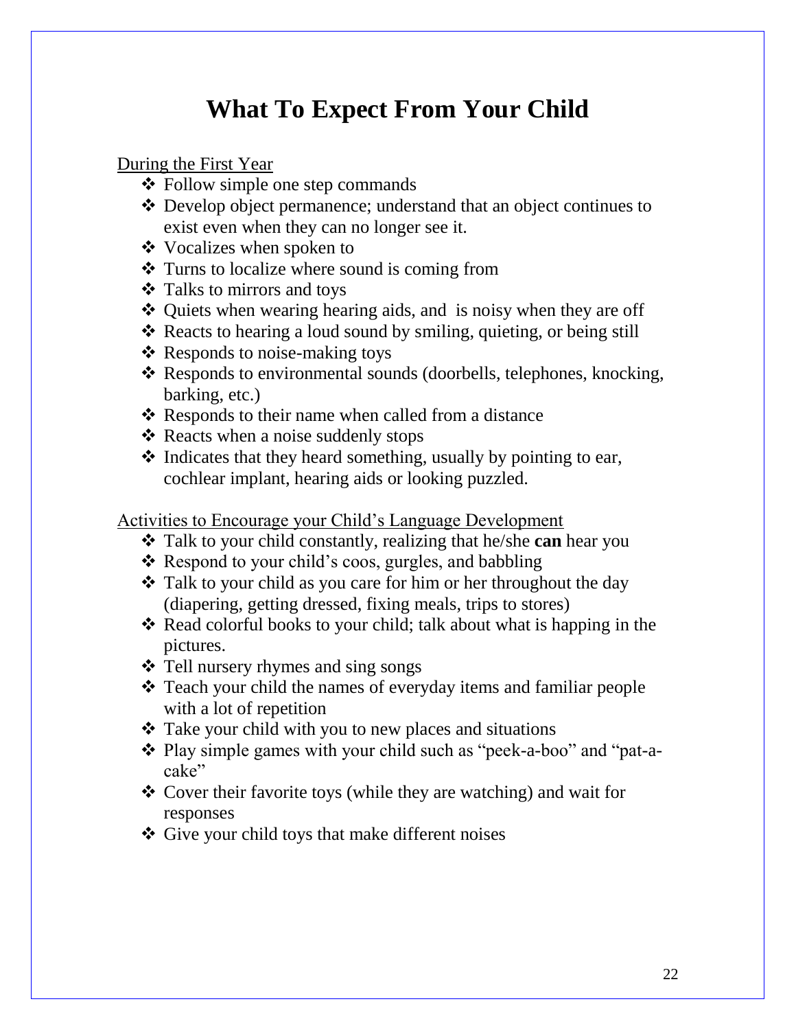# What To Expect From Your Child

During the First Year

- Follow simple one step commands
- Develop object permanence; understand that an object continues to exist even when they can no longer see it.
- Vocalizes when spoken to
- Turns to localize where sound is coming from
- Talks to mirrors and toys
- Quiets when wearing hearing aids, and is noisy when they are off
- Reacts to hearing a loud sound by smiling, quieting, or being still
- Responds to noise-making toys
- Responds to environmental sounds (doorbells, telephones, knocking, barking, etc.)
- Responds to their name when called from a distance
- Reacts when a noise suddenly stops
- Indicates that they heard something, usually by pointing to ear, cochlear implant, hearing aids or looking puzzled.

Activities to Encourage your Child's Language Development

- Talk to your child constantly, realizing that he/she **can** hear you
- Respond to your child's coos, gurgles, and babbling
- Talk to your child as you care for him or her throughout the day (diapering, getting dressed, fixing meals, trips to stores)
- Read colorful books to your child; talk about what is happing in the pictures.
- Tell nursery rhymes and sing songs
- Teach your child the names of everyday items and familiar people with a lot of repetition
- Take your child with you to new places and situations
- Play simple games with your child such as "peek-a-boo" and "pat-a-cake"
- Cover their favorite toys (while they are watching) and wait for responses
- Give your child toys that make different noises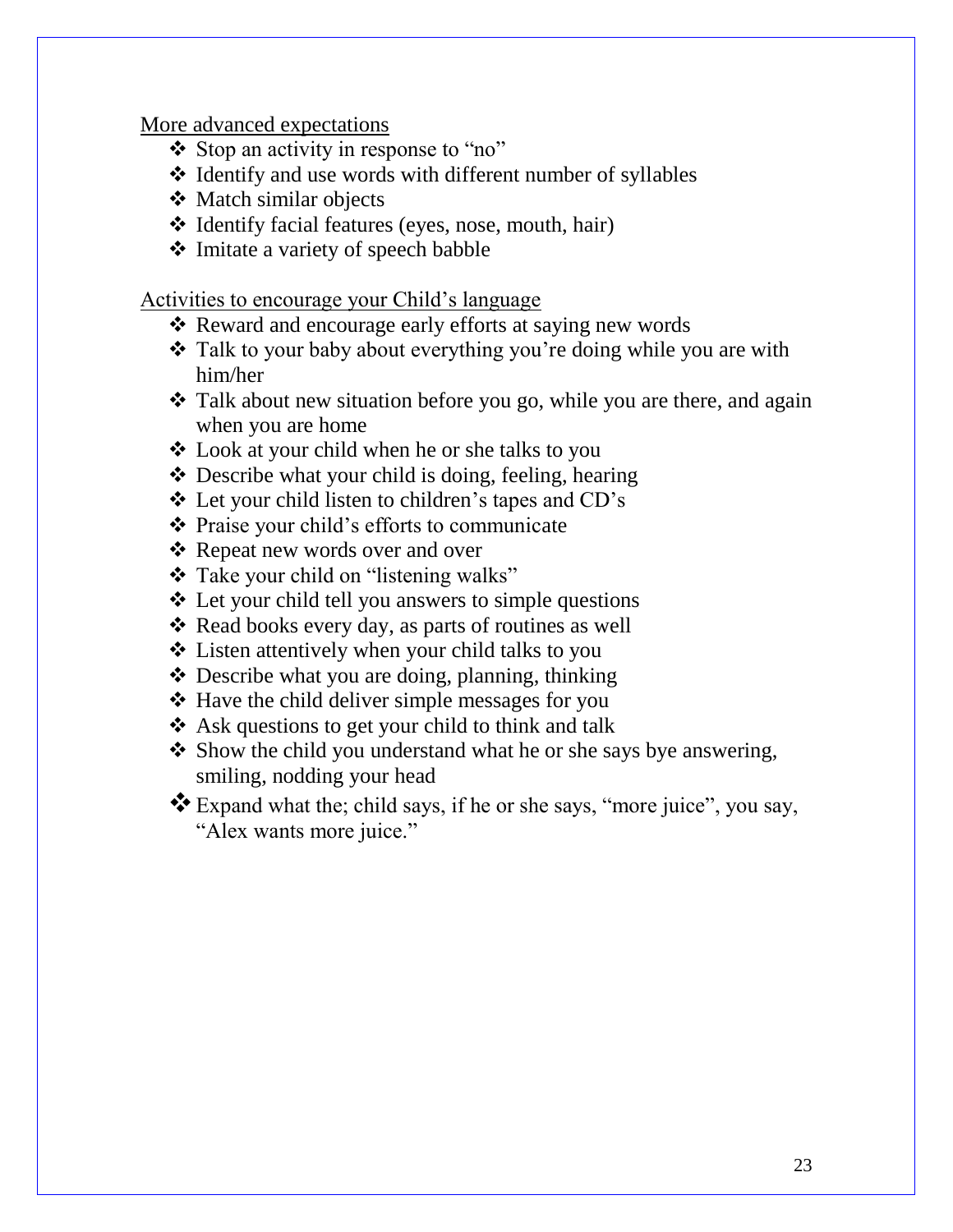More advanced expectations

- Stop an activity in response to "no"
- Identify and use words with different number of syllables
- Match similar objects
- Identify facial features (eyes, nose, mouth, hair)
- Imitate a variety of speech babble

Activities to encourage your Child's language

- Reward and encourage early efforts at saying new words
- Talk to your baby about everything you're doing while you are with him/her
- Talk about new situation before you go, while you are there, and again when you are home
- Look at your child when he or she talks to you
- Describe what your child is doing, feeling, hearing
- Let your child listen to children's tapes and CD's
- Praise your child's efforts to communicate
- Repeat new words over and over
- Take your child on "listening walks"
- Let your child tell you answers to simple questions
- Read books every day, as parts of routines as well
- Listen attentively when your child talks to you
- Describe what you are doing, planning, thinking
- Have the child deliver simple messages for you
- Ask questions to get your child to think and talk
- Show the child you understand what he or she says bye answering, smiling, nodding your head
- Expand what the; child says, if he or she says, "more juice", you say, "Alex wants more juice."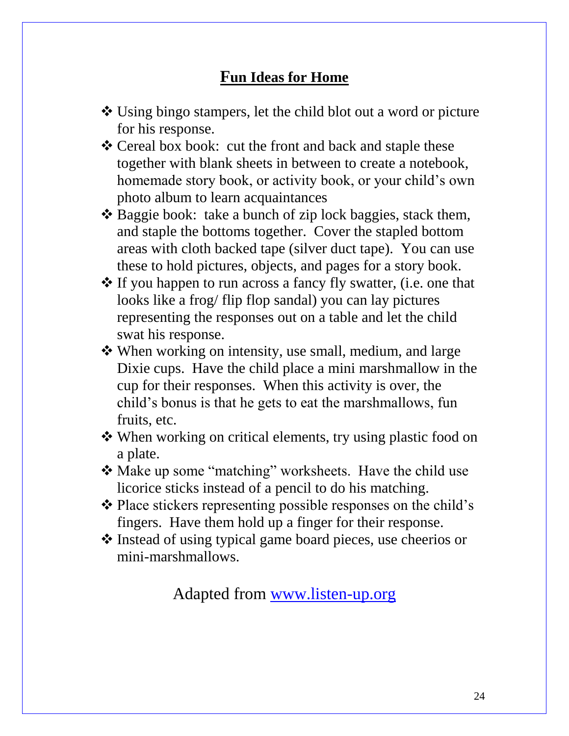## Fun Ideas for Home

- Using bingo stampers, let the child blot out a word or picture for his response.
- Cereal box book: cut the front and back and staple these together with blank sheets in between to create a notebook, homemade story book, or activity book, or your child's own photo album to learn acquaintances
- Baggie book: take a bunch of zip lock baggies, stack them, and staple the bottoms together. Cover the stapled bottom areas with cloth backed tape (silver duct tape). You can use these to hold pictures, objects, and pages for a story book.
- If you happen to run across a fancy fly swatter, (i.e. one that looks like a frog/ flip flop sandal) you can lay pictures representing the responses out on a table and let the child swat his response.
- When working on intensity, use small, medium, and large Dixie cups. Have the child place a mini marshmallow in the cup for their responses. When this activity is over, the child's bonus is that he gets to eat the marshmallows, fun fruits, etc.
- When working on critical elements, try using plastic food on a plate.
- Make up some "matching" worksheets. Have the child use licorice sticks instead of a pencil to do his matching.
- Place stickers representing possible responses on the child's fingers. Have them hold up a finger for their response.
- Instead of using typical game board pieces, use cheerios or mini-marshmallows.

Adapted from [www.listen-up.org](http://www.listen-up.org)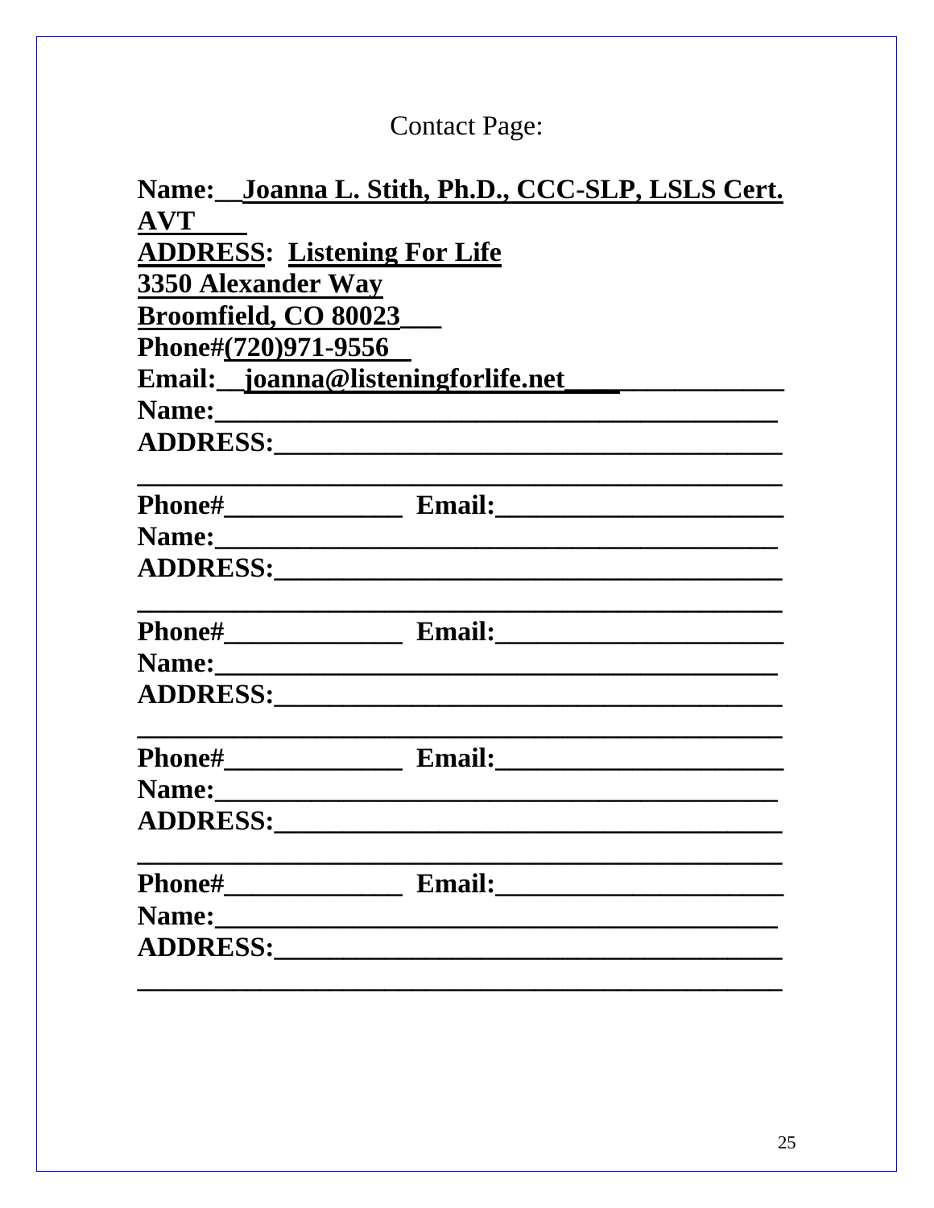# Contact Page:

**Name:__Joanna L. Stith, Ph.D., CCC-SLP, LSLS Cert. AVT____**

**ADDRESS: Listening For Life**

**3350 Alexander Way**

**Broomfield, CO 80023___**

**Phone#(720)971-9556__**

**Email:__joanna@listeningforlife.net_______________**

**Name:_________________________________________**

**ADDRESS:_____________________________________**

**______________________________________________**

**Phone#_____________ Email:_____________________**

**Name:_________________________________________**

**ADDRESS:_____________________________________**

**______________________________________________**

**Phone#_____________ Email:_____________________**

**Name:_________________________________________**

**ADDRESS:_____________________________________**

**______________________________________________**

**Phone#_____________ Email:_____________________**

**Name:_________________________________________**

**ADDRESS:_____________________________________**

**______________________________________________**

**Phone#_____________ Email:_____________________**

**Name:_________________________________________**

**ADDRESS:_____________________________________**

**______________________________________________**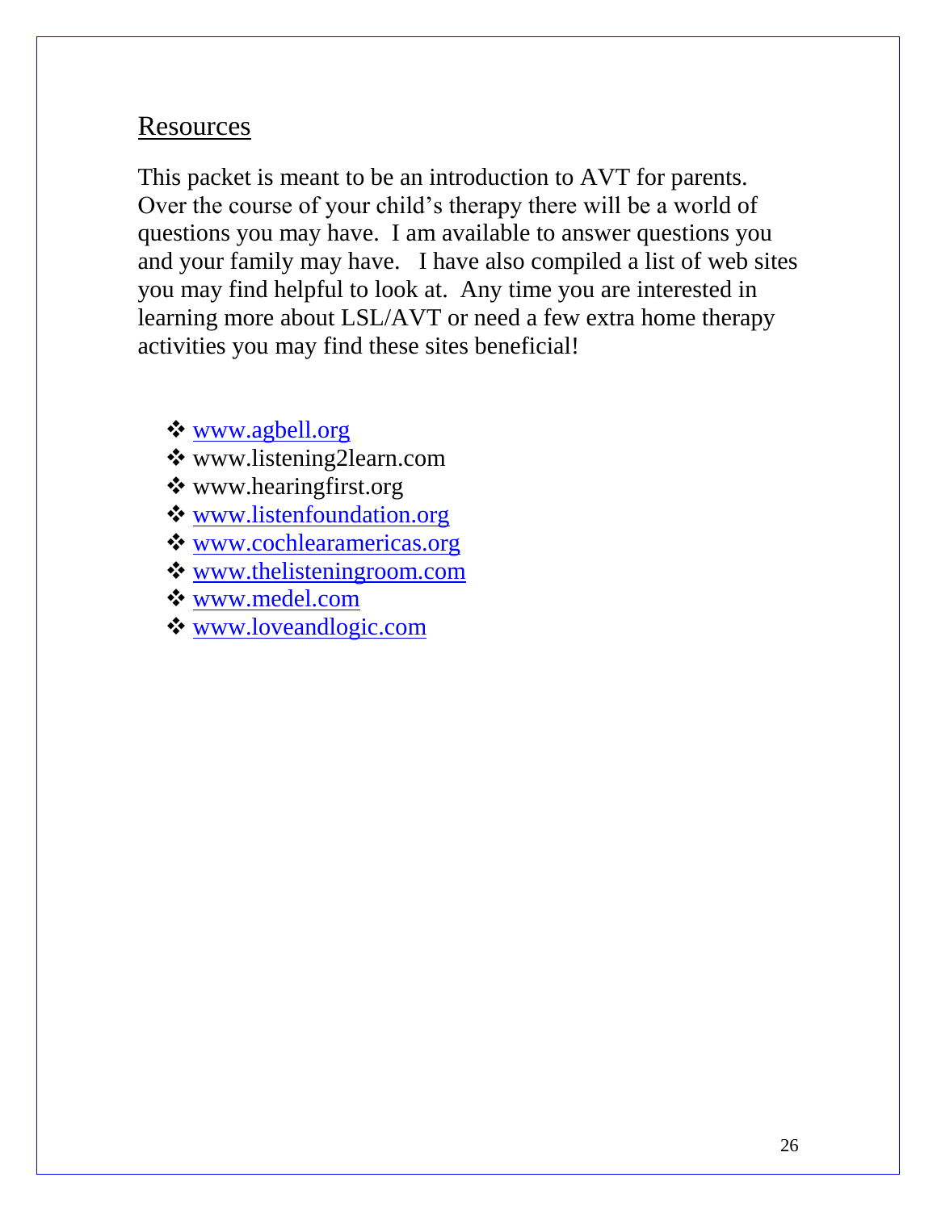## Resources

This packet is meant to be an introduction to AVT for parents. Over the course of your child's therapy there will be a world of questions you may have. I am available to answer questions you and your family may have. I have also compiled a list of web sites you may find helpful to look at. Any time you are interested in learning more about LSL/AVT or need a few extra home therapy activities you may find these sites beneficial!

- www.agbell.org
- www.listening2learn.com
- www.hearingfirst.org
- www.listenfoundation.org
- www.cochlearamericas.org
- www.thelisteningroom.com
- www.medel.com
- www.loveandlogic.com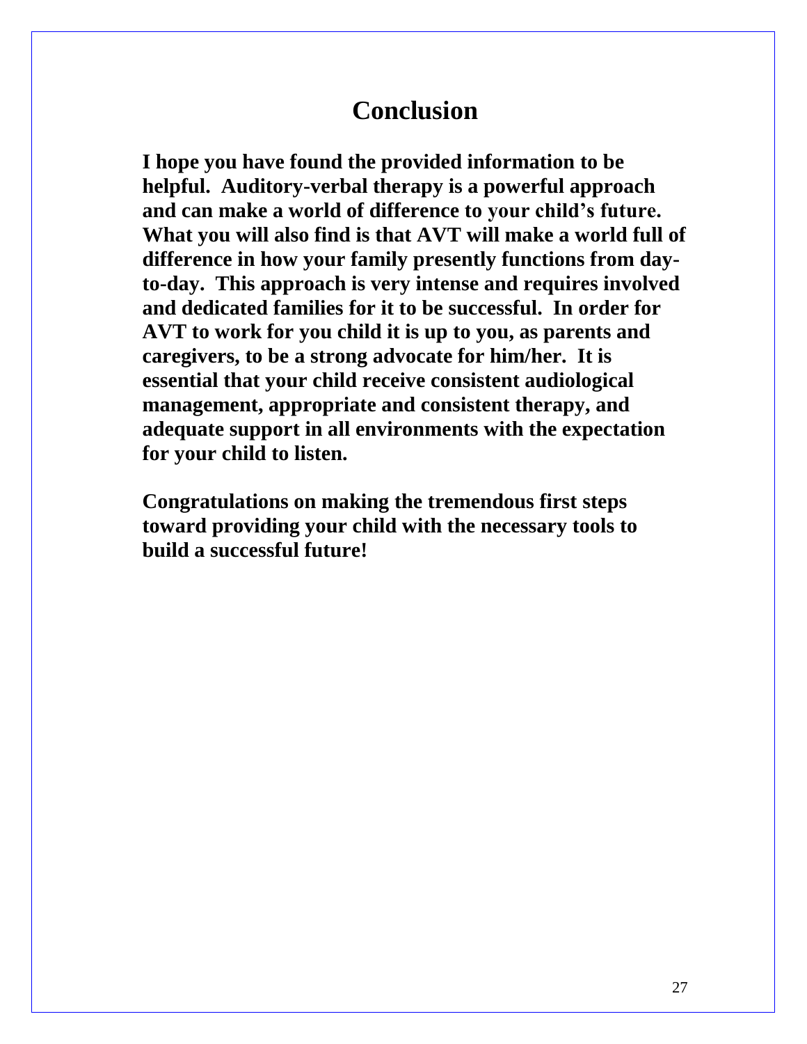# Conclusion

**I hope you have found the provided information to be helpful. Auditory-verbal therapy is a powerful approach and can make a world of difference to your child's future. What you will also find is that AVT will make a world full of difference in how your family presently functions from day-to-day. This approach is very intense and requires involved and dedicated families for it to be successful. In order for AVT to work for you child it is up to you, as parents and caregivers, to be a strong advocate for him/her. It is essential that your child receive consistent audiological management, appropriate and consistent therapy, and adequate support in all environments with the expectation for your child to listen.**

**Congratulations on making the tremendous first steps toward providing your child with the necessary tools to build a successful future!**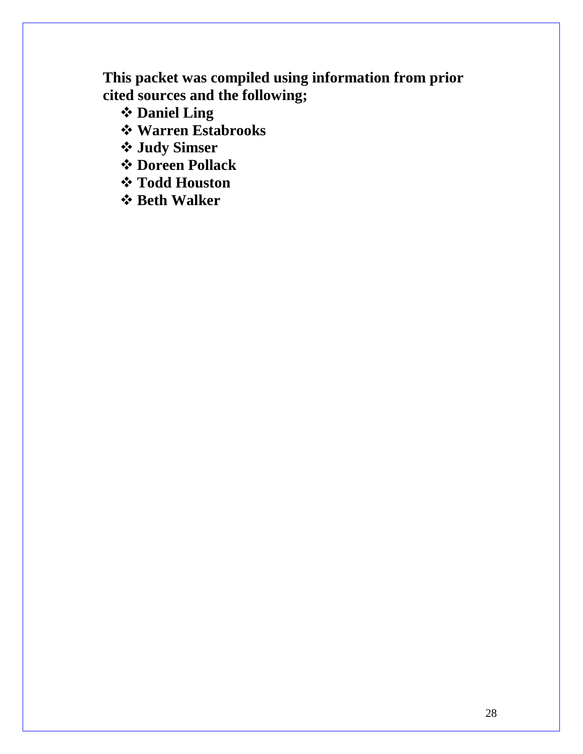**This packet was compiled using information from prior cited sources and the following;**

- **Daniel Ling**
- **Warren Estabrooks**
- **Judy Simser**
- **Doreen Pollack**
- **Todd Houston**
- **Beth Walker**